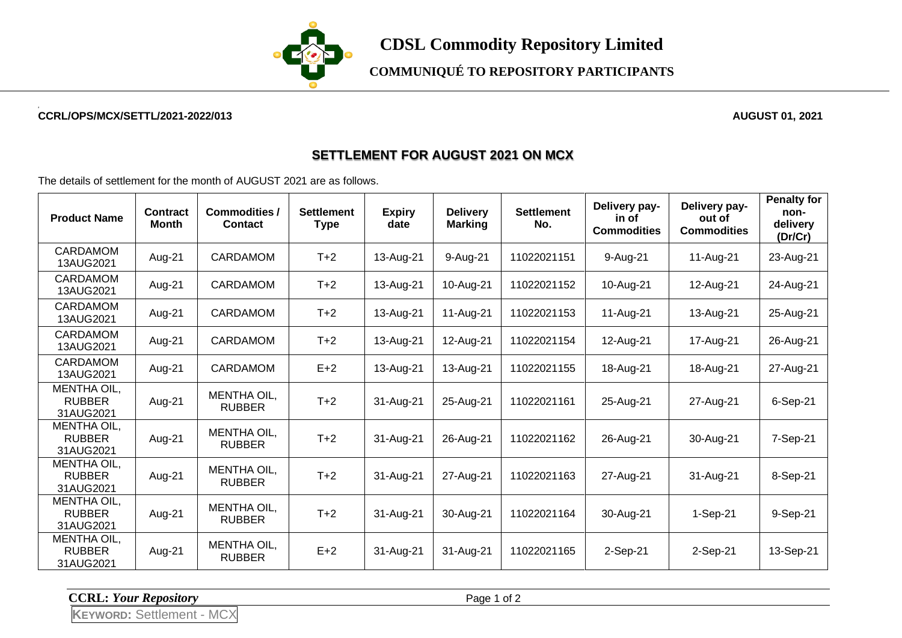# CDSL Commodity Repository Limited

## COMMUNIQUÉ TO REPOSITORY PARTICIPANTS

**CCRL/OPS/MCX/SETTL/2021-2022/013** **AUGUST 01, 2021**

## SETTLEMENT FOR AUGUST 2021 ON MCX

The details of settlement for the month of AUGUST 2021 are as follows.

| Product Name | Contract Month | Commodities / Contact | Settlement Type | Expiry date | Delivery Marking | Settlement No. | Delivery pay-in of Commodities | Delivery pay-out of Commodities | Penalty for non-delivery (Dr/Cr) |
|---|---|---|---|---|---|---|---|---|---|
| CARDAMOM 13AUG2021 | Aug-21 | CARDAMOM | T+2 | 13-Aug-21 | 9-Aug-21 | 11022021151 | 9-Aug-21 | 11-Aug-21 | 23-Aug-21 |
| CARDAMOM 13AUG2021 | Aug-21 | CARDAMOM | T+2 | 13-Aug-21 | 10-Aug-21 | 11022021152 | 10-Aug-21 | 12-Aug-21 | 24-Aug-21 |
| CARDAMOM 13AUG2021 | Aug-21 | CARDAMOM | T+2 | 13-Aug-21 | 11-Aug-21 | 11022021153 | 11-Aug-21 | 13-Aug-21 | 25-Aug-21 |
| CARDAMOM 13AUG2021 | Aug-21 | CARDAMOM | T+2 | 13-Aug-21 | 12-Aug-21 | 11022021154 | 12-Aug-21 | 17-Aug-21 | 26-Aug-21 |
| CARDAMOM 13AUG2021 | Aug-21 | CARDAMOM | E+2 | 13-Aug-21 | 13-Aug-21 | 11022021155 | 18-Aug-21 | 18-Aug-21 | 27-Aug-21 |
| MENTHA OIL, RUBBER 31AUG2021 | Aug-21 | MENTHA OIL, RUBBER | T+2 | 31-Aug-21 | 25-Aug-21 | 11022021161 | 25-Aug-21 | 27-Aug-21 | 6-Sep-21 |
| MENTHA OIL, RUBBER 31AUG2021 | Aug-21 | MENTHA OIL, RUBBER | T+2 | 31-Aug-21 | 26-Aug-21 | 11022021162 | 26-Aug-21 | 30-Aug-21 | 7-Sep-21 |
| MENTHA OIL, RUBBER 31AUG2021 | Aug-21 | MENTHA OIL, RUBBER | T+2 | 31-Aug-21 | 27-Aug-21 | 11022021163 | 27-Aug-21 | 31-Aug-21 | 8-Sep-21 |
| MENTHA OIL, RUBBER 31AUG2021 | Aug-21 | MENTHA OIL, RUBBER | T+2 | 31-Aug-21 | 30-Aug-21 | 11022021164 | 30-Aug-21 | 1-Sep-21 | 9-Sep-21 |
| MENTHA OIL, RUBBER 31AUG2021 | Aug-21 | MENTHA OIL, RUBBER | E+2 | 31-Aug-21 | 31-Aug-21 | 11022021165 | 2-Sep-21 | 2-Sep-21 | 13-Sep-21 |

**KEYWORD:** Settlement - MCX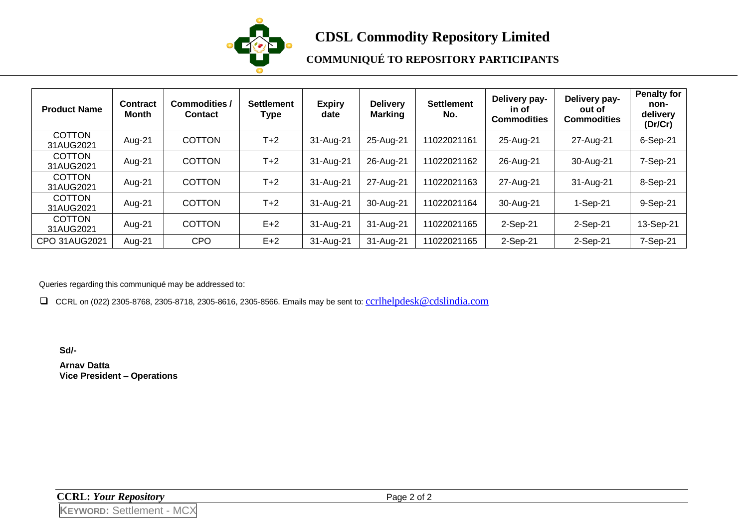# CDSL Commodity Repository Limited

## COMMUNIQUÉ TO REPOSITORY PARTICIPANTS

| Product Name | Contract Month | Commodities / Contact | Settlement Type | Expiry date | Delivery Marking | Settlement No. | Delivery pay-in of Commodities | Delivery pay-out of Commodities | Penalty for non-delivery (Dr/Cr) |
|---|---|---|---|---|---|---|---|---|---|
| COTTON 31AUG2021 | Aug-21 | COTTON | T+2 | 31-Aug-21 | 25-Aug-21 | 11022021161 | 25-Aug-21 | 27-Aug-21 | 6-Sep-21 |
| COTTON 31AUG2021 | Aug-21 | COTTON | T+2 | 31-Aug-21 | 26-Aug-21 | 11022021162 | 26-Aug-21 | 30-Aug-21 | 7-Sep-21 |
| COTTON 31AUG2021 | Aug-21 | COTTON | T+2 | 31-Aug-21 | 27-Aug-21 | 11022021163 | 27-Aug-21 | 31-Aug-21 | 8-Sep-21 |
| COTTON 31AUG2021 | Aug-21 | COTTON | T+2 | 31-Aug-21 | 30-Aug-21 | 11022021164 | 30-Aug-21 | 1-Sep-21 | 9-Sep-21 |
| COTTON 31AUG2021 | Aug-21 | COTTON | E+2 | 31-Aug-21 | 31-Aug-21 | 11022021165 | 2-Sep-21 | 2-Sep-21 | 13-Sep-21 |
| CPO 31AUG2021 | Aug-21 | CPO | E+2 | 31-Aug-21 | 31-Aug-21 | 11022021165 | 2-Sep-21 | 2-Sep-21 | 7-Sep-21 |

Queries regarding this communiqué may be addressed to:

- CCRL on (022) 2305-8768, 2305-8718, 2305-8616, 2305-8566. Emails may be sent to: ccrlhelpdesk@cdslindia.com

**Sd/-**

**Arnav Datta**
**Vice President – Operations**

**CCRL:** ***Your Repository***

**KEYWORD:** Settlement - MCX